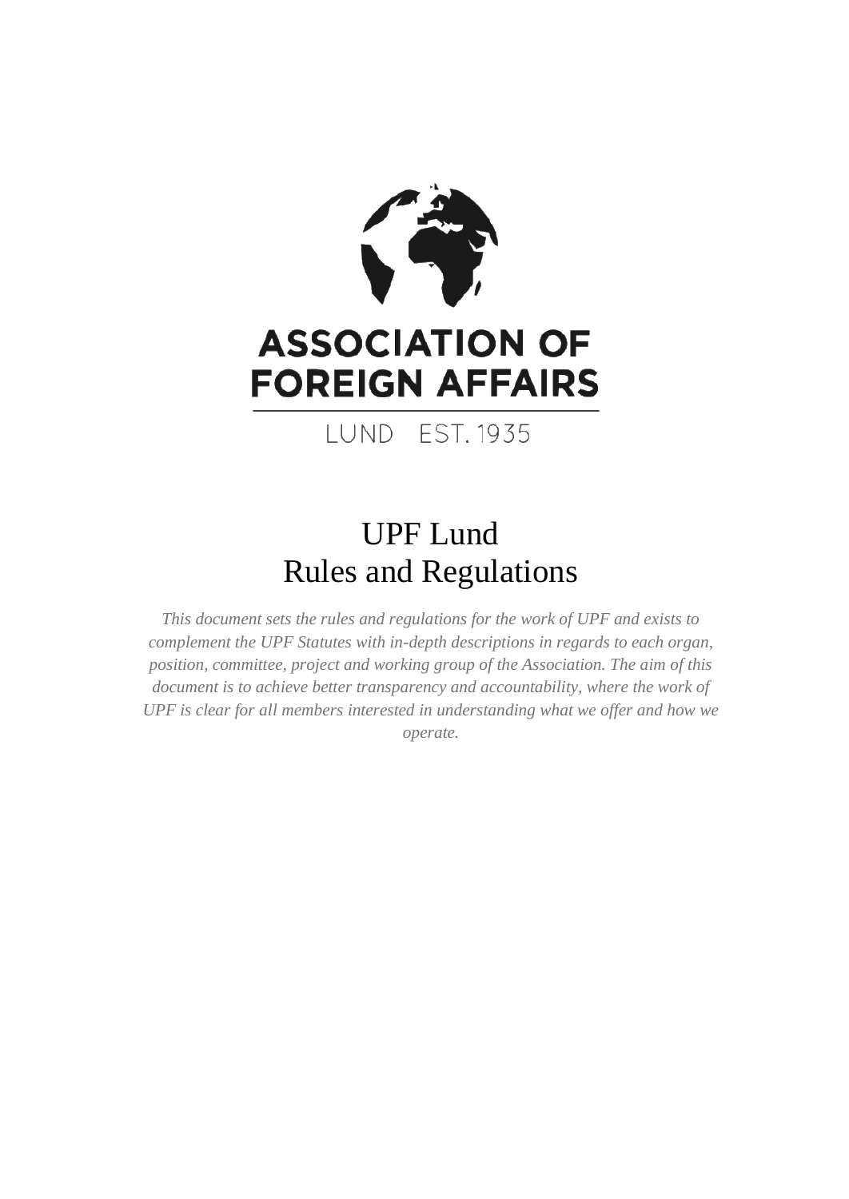ASSOCIATION OF FOREIGN AFFAIRS

LUND EST. 1935

# UPF Lund
# Rules and Regulations

*This document sets the rules and regulations for the work of UPF and exists to complement the UPF Statutes with in-depth descriptions in regards to each organ, position, committee, project and working group of the Association. The aim of this document is to achieve better transparency and accountability, where the work of UPF is clear for all members interested in understanding what we offer and how we operate.*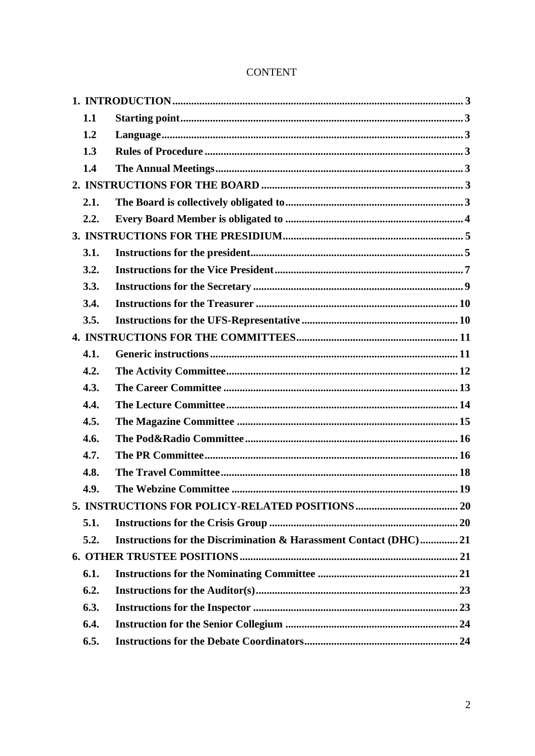CONTENT

**1. INTRODUCTION** .......... **3**

- **1.1 Starting point** .......... **3**
- **1.2 Language** .......... **3**
- **1.3 Rules of Procedure** .......... **3**
- **1.4 The Annual Meetings** .......... **3**

**2. INSTRUCTIONS FOR THE BOARD** .......... **3**

- **2.1. The Board is collectively obligated to** .......... **3**
- **2.2. Every Board Member is obligated to** .......... **4**

**3. INSTRUCTIONS FOR THE PRESIDIUM** .......... **5**

- **3.1. Instructions for the president** .......... **5**
- **3.2. Instructions for the Vice President** .......... **7**
- **3.3. Instructions for the Secretary** .......... **9**
- **3.4. Instructions for the Treasurer** .......... **10**
- **3.5. Instructions for the UFS-Representative** .......... **10**

**4. INSTRUCTIONS FOR THE COMMITTEES** .......... **11**

- **4.1. Generic instructions** .......... **11**
- **4.2. The Activity Committee** .......... **12**
- **4.3. The Career Committee** .......... **13**
- **4.4. The Lecture Committee** .......... **14**
- **4.5. The Magazine Committee** .......... **15**
- **4.6. The Pod&Radio Committee** .......... **16**
- **4.7. The PR Committee** .......... **16**
- **4.8. The Travel Committee** .......... **18**
- **4.9. The Webzine Committee** .......... **19**

**5. INSTRUCTIONS FOR POLICY-RELATED POSITIONS** .......... **20**

- **5.1. Instructions for the Crisis Group** .......... **20**
- **5.2. Instructions for the Discrimination & Harassment Contact (DHC)** .......... **21**

**6. OTHER TRUSTEE POSITIONS** .......... **21**

- **6.1. Instructions for the Nominating Committee** .......... **21**
- **6.2. Instructions for the Auditor(s)** .......... **23**
- **6.3. Instructions for the Inspector** .......... **23**
- **6.4. Instruction for the Senior Collegium** .......... **24**
- **6.5. Instructions for the Debate Coordinators** .......... **24**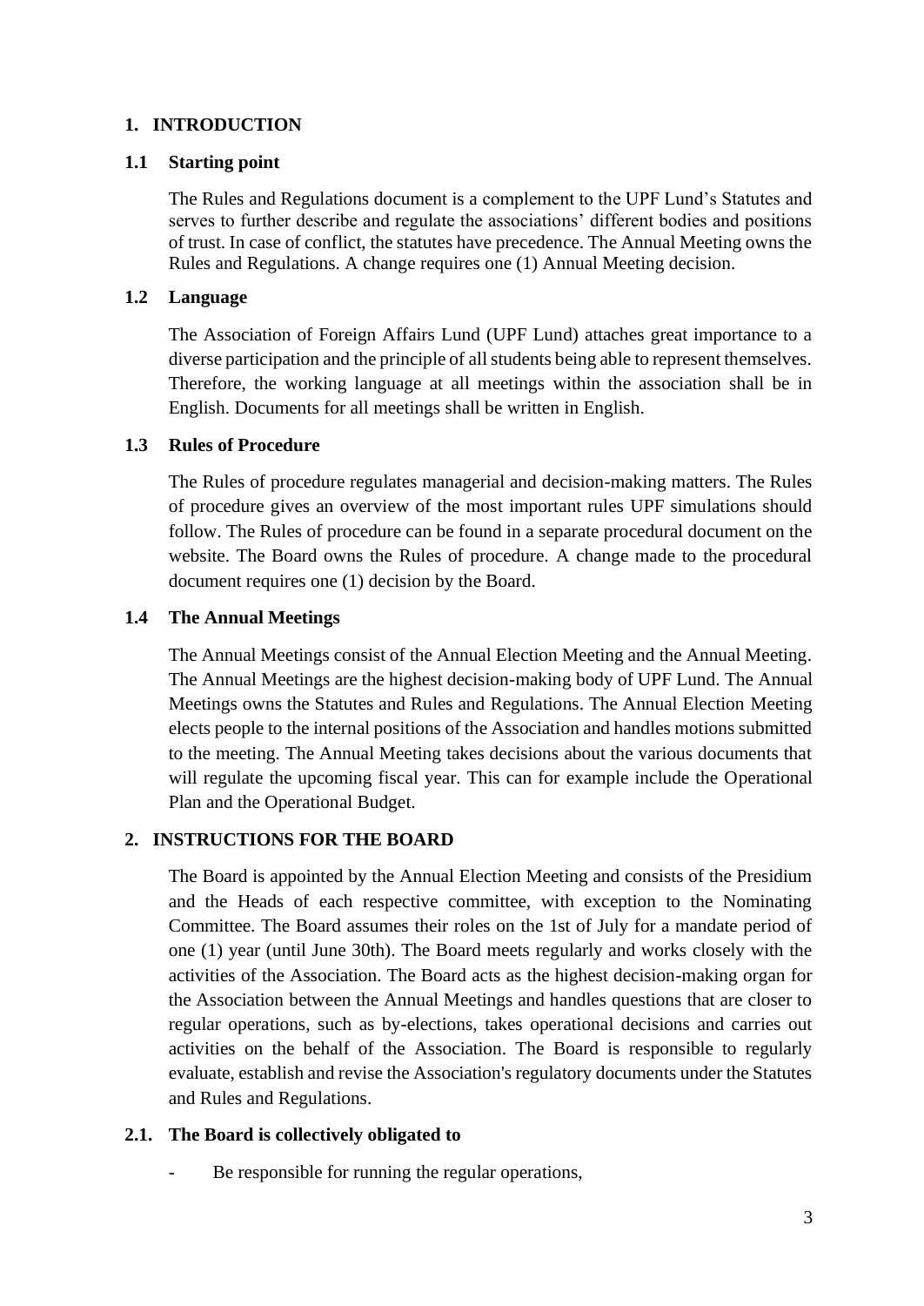# 1. INTRODUCTION

## 1.1 Starting point

The Rules and Regulations document is a complement to the UPF Lund's Statutes and serves to further describe and regulate the associations' different bodies and positions of trust. In case of conflict, the statutes have precedence. The Annual Meeting owns the Rules and Regulations. A change requires one (1) Annual Meeting decision.

## 1.2 Language

The Association of Foreign Affairs Lund (UPF Lund) attaches great importance to a diverse participation and the principle of all students being able to represent themselves. Therefore, the working language at all meetings within the association shall be in English. Documents for all meetings shall be written in English.

## 1.3 Rules of Procedure

The Rules of procedure regulates managerial and decision-making matters. The Rules of procedure gives an overview of the most important rules UPF simulations should follow. The Rules of procedure can be found in a separate procedural document on the website. The Board owns the Rules of procedure. A change made to the procedural document requires one (1) decision by the Board.

## 1.4 The Annual Meetings

The Annual Meetings consist of the Annual Election Meeting and the Annual Meeting. The Annual Meetings are the highest decision-making body of UPF Lund. The Annual Meetings owns the Statutes and Rules and Regulations. The Annual Election Meeting elects people to the internal positions of the Association and handles motions submitted to the meeting. The Annual Meeting takes decisions about the various documents that will regulate the upcoming fiscal year. This can for example include the Operational Plan and the Operational Budget.

# 2. INSTRUCTIONS FOR THE BOARD

The Board is appointed by the Annual Election Meeting and consists of the Presidium and the Heads of each respective committee, with exception to the Nominating Committee. The Board assumes their roles on the 1st of July for a mandate period of one (1) year (until June 30th). The Board meets regularly and works closely with the activities of the Association. The Board acts as the highest decision-making organ for the Association between the Annual Meetings and handles questions that are closer to regular operations, such as by-elections, takes operational decisions and carries out activities on the behalf of the Association. The Board is responsible to regularly evaluate, establish and revise the Association's regulatory documents under the Statutes and Rules and Regulations.

## 2.1. The Board is collectively obligated to

- Be responsible for running the regular operations,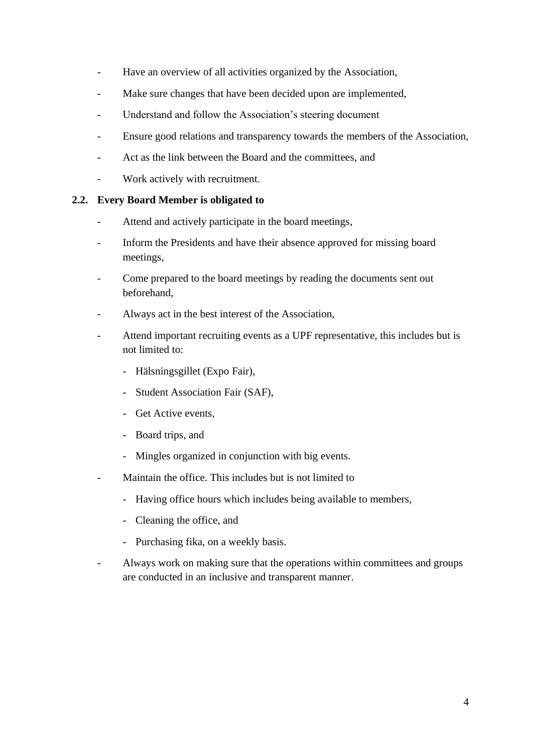- Have an overview of all activities organized by the Association,
- Make sure changes that have been decided upon are implemented,
- Understand and follow the Association's steering document
- Ensure good relations and transparency towards the members of the Association,
- Act as the link between the Board and the committees, and
- Work actively with recruitment.

### 2.2. Every Board Member is obligated to

- Attend and actively participate in the board meetings,
- Inform the Presidents and have their absence approved for missing board meetings,
- Come prepared to the board meetings by reading the documents sent out beforehand,
- Always act in the best interest of the Association,
- Attend important recruiting events as a UPF representative, this includes but is not limited to:
  - Hälsningsgillet (Expo Fair),
  - Student Association Fair (SAF),
  - Get Active events,
  - Board trips, and
  - Mingles organized in conjunction with big events.
- Maintain the office. This includes but is not limited to
  - Having office hours which includes being available to members,
  - Cleaning the office, and
  - Purchasing fika, on a weekly basis.
- Always work on making sure that the operations within committees and groups are conducted in an inclusive and transparent manner.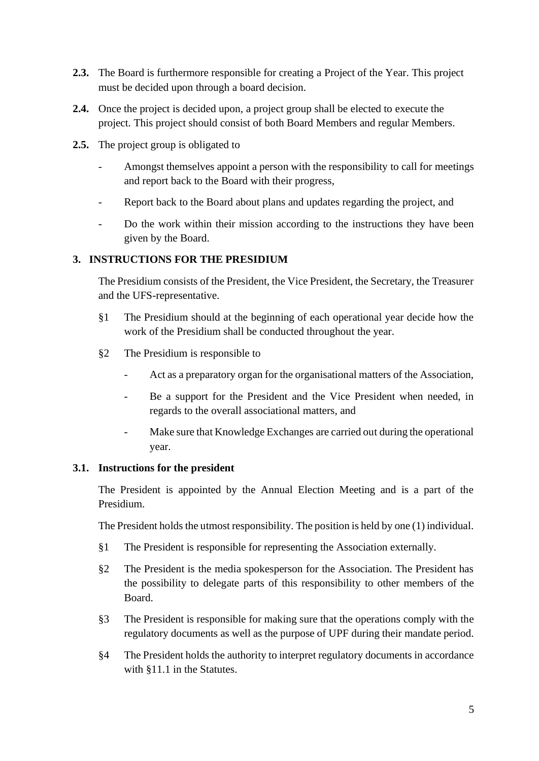**2.3.** The Board is furthermore responsible for creating a Project of the Year. This project must be decided upon through a board decision.

**2.4.** Once the project is decided upon, a project group shall be elected to execute the project. This project should consist of both Board Members and regular Members.

**2.5.** The project group is obligated to

- Amongst themselves appoint a person with the responsibility to call for meetings and report back to the Board with their progress,
- Report back to the Board about plans and updates regarding the project, and
- Do the work within their mission according to the instructions they have been given by the Board.

## 3. INSTRUCTIONS FOR THE PRESIDIUM

The Presidium consists of the President, the Vice President, the Secretary, the Treasurer and the UFS-representative.

§1 The Presidium should at the beginning of each operational year decide how the work of the Presidium shall be conducted throughout the year.

§2 The Presidium is responsible to

- Act as a preparatory organ for the organisational matters of the Association,
- Be a support for the President and the Vice President when needed, in regards to the overall associational matters, and
- Make sure that Knowledge Exchanges are carried out during the operational year.

### 3.1. Instructions for the president

The President is appointed by the Annual Election Meeting and is a part of the Presidium.

The President holds the utmost responsibility. The position is held by one (1) individual.

§1 The President is responsible for representing the Association externally.

§2 The President is the media spokesperson for the Association. The President has the possibility to delegate parts of this responsibility to other members of the Board.

§3 The President is responsible for making sure that the operations comply with the regulatory documents as well as the purpose of UPF during their mandate period.

§4 The President holds the authority to interpret regulatory documents in accordance with §11.1 in the Statutes.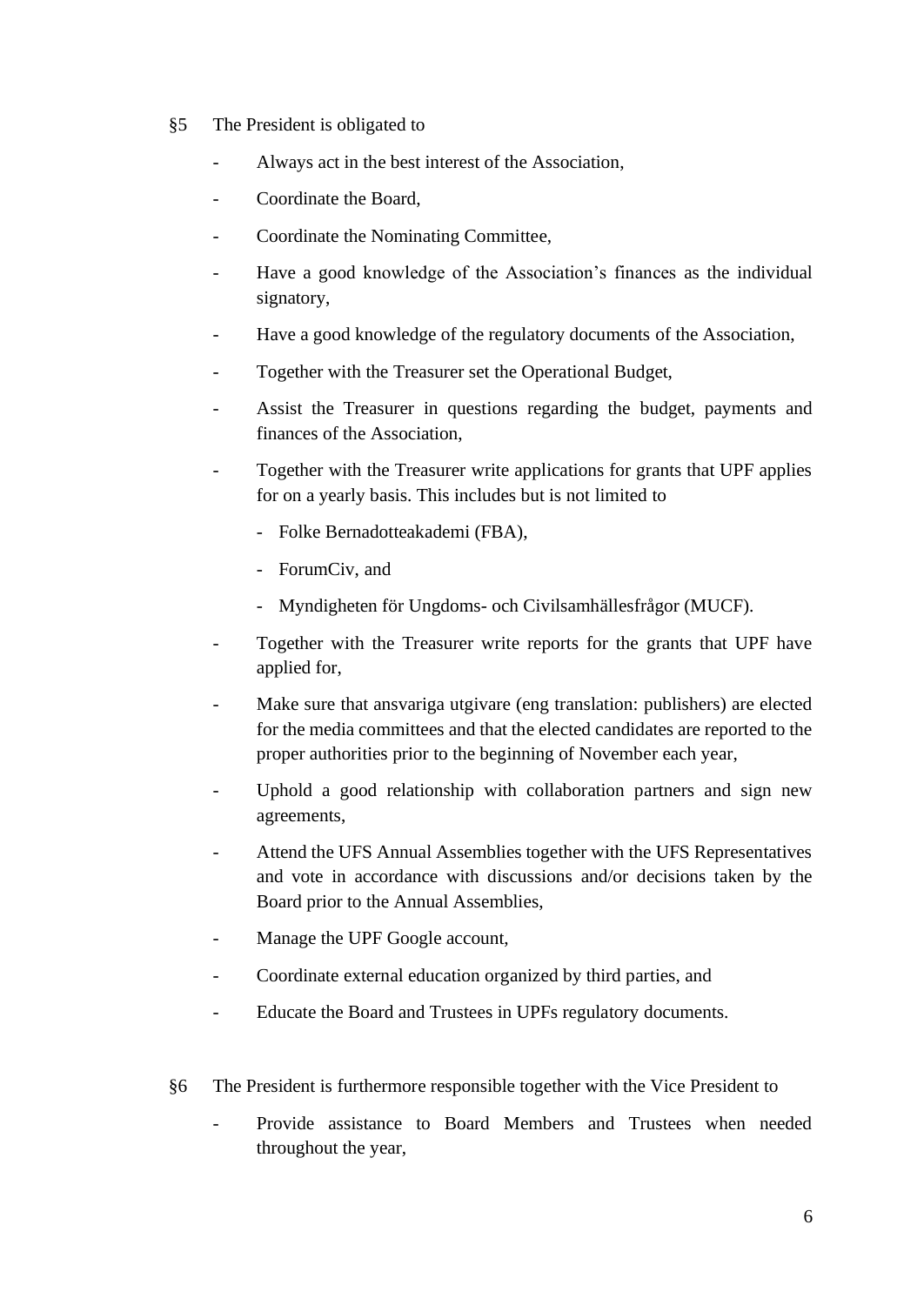§5 The President is obligated to

- Always act in the best interest of the Association,
- Coordinate the Board,
- Coordinate the Nominating Committee,
- Have a good knowledge of the Association's finances as the individual signatory,
- Have a good knowledge of the regulatory documents of the Association,
- Together with the Treasurer set the Operational Budget,
- Assist the Treasurer in questions regarding the budget, payments and finances of the Association,
- Together with the Treasurer write applications for grants that UPF applies for on a yearly basis. This includes but is not limited to
  - Folke Bernadotteakademi (FBA),
  - ForumCiv, and
  - Myndigheten för Ungdoms- och Civilsamhällesfrågor (MUCF).
- Together with the Treasurer write reports for the grants that UPF have applied for,
- Make sure that ansvariga utgivare (eng translation: publishers) are elected for the media committees and that the elected candidates are reported to the proper authorities prior to the beginning of November each year,
- Uphold a good relationship with collaboration partners and sign new agreements,
- Attend the UFS Annual Assemblies together with the UFS Representatives and vote in accordance with discussions and/or decisions taken by the Board prior to the Annual Assemblies,
- Manage the UPF Google account,
- Coordinate external education organized by third parties, and
- Educate the Board and Trustees in UPFs regulatory documents.

§6 The President is furthermore responsible together with the Vice President to

- Provide assistance to Board Members and Trustees when needed throughout the year,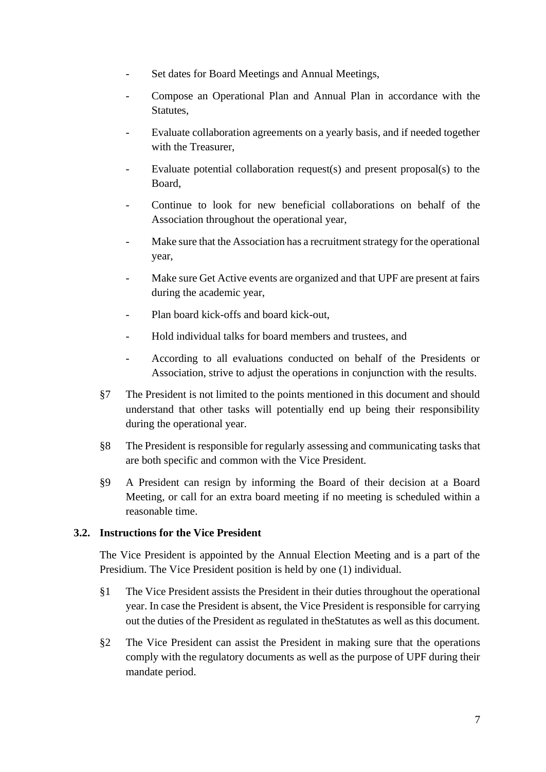- Set dates for Board Meetings and Annual Meetings,
- Compose an Operational Plan and Annual Plan in accordance with the Statutes,
- Evaluate collaboration agreements on a yearly basis, and if needed together with the Treasurer,
- Evaluate potential collaboration request(s) and present proposal(s) to the Board,
- Continue to look for new beneficial collaborations on behalf of the Association throughout the operational year,
- Make sure that the Association has a recruitment strategy for the operational year,
- Make sure Get Active events are organized and that UPF are present at fairs during the academic year,
- Plan board kick-offs and board kick-out,
- Hold individual talks for board members and trustees, and
- According to all evaluations conducted on behalf of the Presidents or Association, strive to adjust the operations in conjunction with the results.

§7 The President is not limited to the points mentioned in this document and should understand that other tasks will potentially end up being their responsibility during the operational year.

§8 The President is responsible for regularly assessing and communicating tasks that are both specific and common with the Vice President.

§9 A President can resign by informing the Board of their decision at a Board Meeting, or call for an extra board meeting if no meeting is scheduled within a reasonable time.

### 3.2. Instructions for the Vice President

The Vice President is appointed by the Annual Election Meeting and is a part of the Presidium. The Vice President position is held by one (1) individual.

§1 The Vice President assists the President in their duties throughout the operational year. In case the President is absent, the Vice President is responsible for carrying out the duties of the President as regulated in theStatutes as well as this document.

§2 The Vice President can assist the President in making sure that the operations comply with the regulatory documents as well as the purpose of UPF during their mandate period.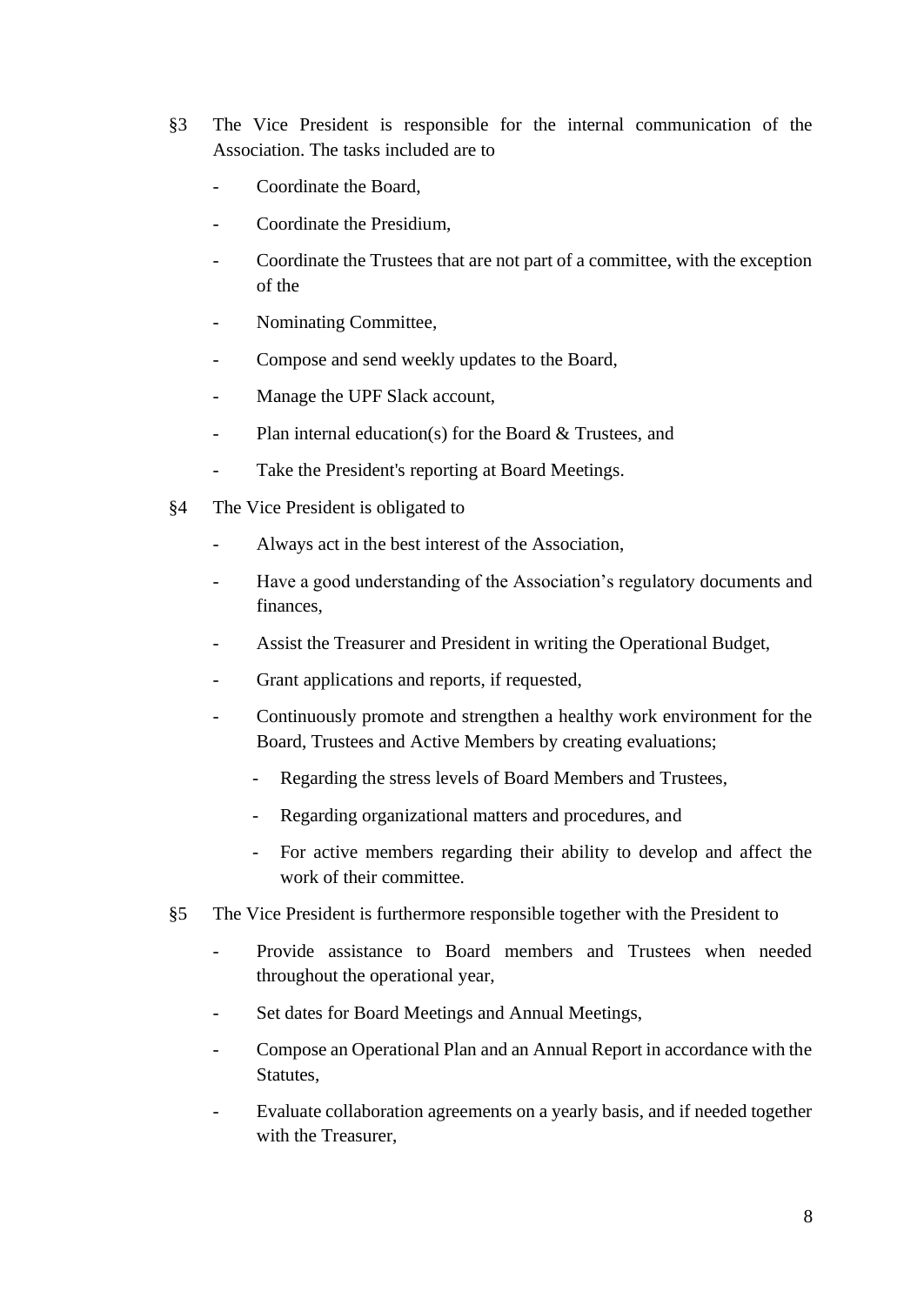§3 The Vice President is responsible for the internal communication of the Association. The tasks included are to

- Coordinate the Board,
- Coordinate the Presidium,
- Coordinate the Trustees that are not part of a committee, with the exception of the
- Nominating Committee,
- Compose and send weekly updates to the Board,
- Manage the UPF Slack account,
- Plan internal education(s) for the Board & Trustees, and
- Take the President's reporting at Board Meetings.

§4 The Vice President is obligated to

- Always act in the best interest of the Association,
- Have a good understanding of the Association's regulatory documents and finances,
- Assist the Treasurer and President in writing the Operational Budget,
- Grant applications and reports, if requested,
- Continuously promote and strengthen a healthy work environment for the Board, Trustees and Active Members by creating evaluations;
  - Regarding the stress levels of Board Members and Trustees,
  - Regarding organizational matters and procedures, and
  - For active members regarding their ability to develop and affect the work of their committee.

§5 The Vice President is furthermore responsible together with the President to

- Provide assistance to Board members and Trustees when needed throughout the operational year,
- Set dates for Board Meetings and Annual Meetings,
- Compose an Operational Plan and an Annual Report in accordance with the Statutes,
- Evaluate collaboration agreements on a yearly basis, and if needed together with the Treasurer,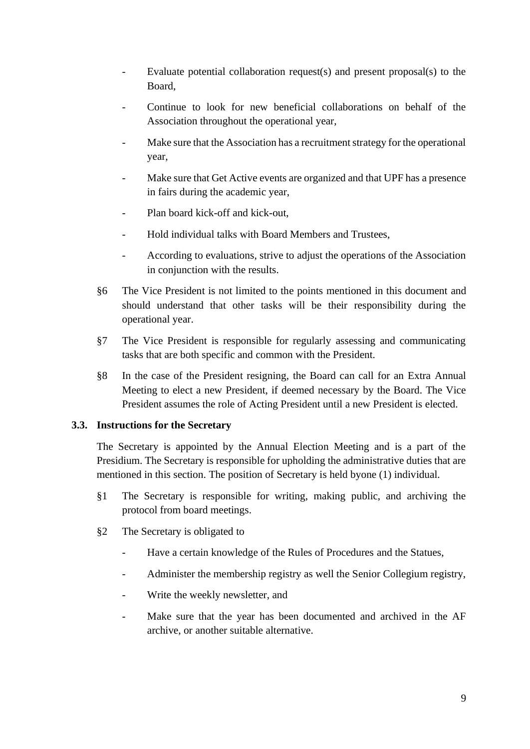- Evaluate potential collaboration request(s) and present proposal(s) to the Board,
- Continue to look for new beneficial collaborations on behalf of the Association throughout the operational year,
- Make sure that the Association has a recruitment strategy for the operational year,
- Make sure that Get Active events are organized and that UPF has a presence in fairs during the academic year,
- Plan board kick-off and kick-out,
- Hold individual talks with Board Members and Trustees,
- According to evaluations, strive to adjust the operations of the Association in conjunction with the results.

§6 The Vice President is not limited to the points mentioned in this document and should understand that other tasks will be their responsibility during the operational year.

§7 The Vice President is responsible for regularly assessing and communicating tasks that are both specific and common with the President.

§8 In the case of the President resigning, the Board can call for an Extra Annual Meeting to elect a new President, if deemed necessary by the Board. The Vice President assumes the role of Acting President until a new President is elected.

### 3.3. Instructions for the Secretary

The Secretary is appointed by the Annual Election Meeting and is a part of the Presidium. The Secretary is responsible for upholding the administrative duties that are mentioned in this section. The position of Secretary is held byone (1) individual.

§1 The Secretary is responsible for writing, making public, and archiving the protocol from board meetings.

§2 The Secretary is obligated to

- Have a certain knowledge of the Rules of Procedures and the Statues,
- Administer the membership registry as well the Senior Collegium registry,
- Write the weekly newsletter, and
- Make sure that the year has been documented and archived in the AF archive, or another suitable alternative.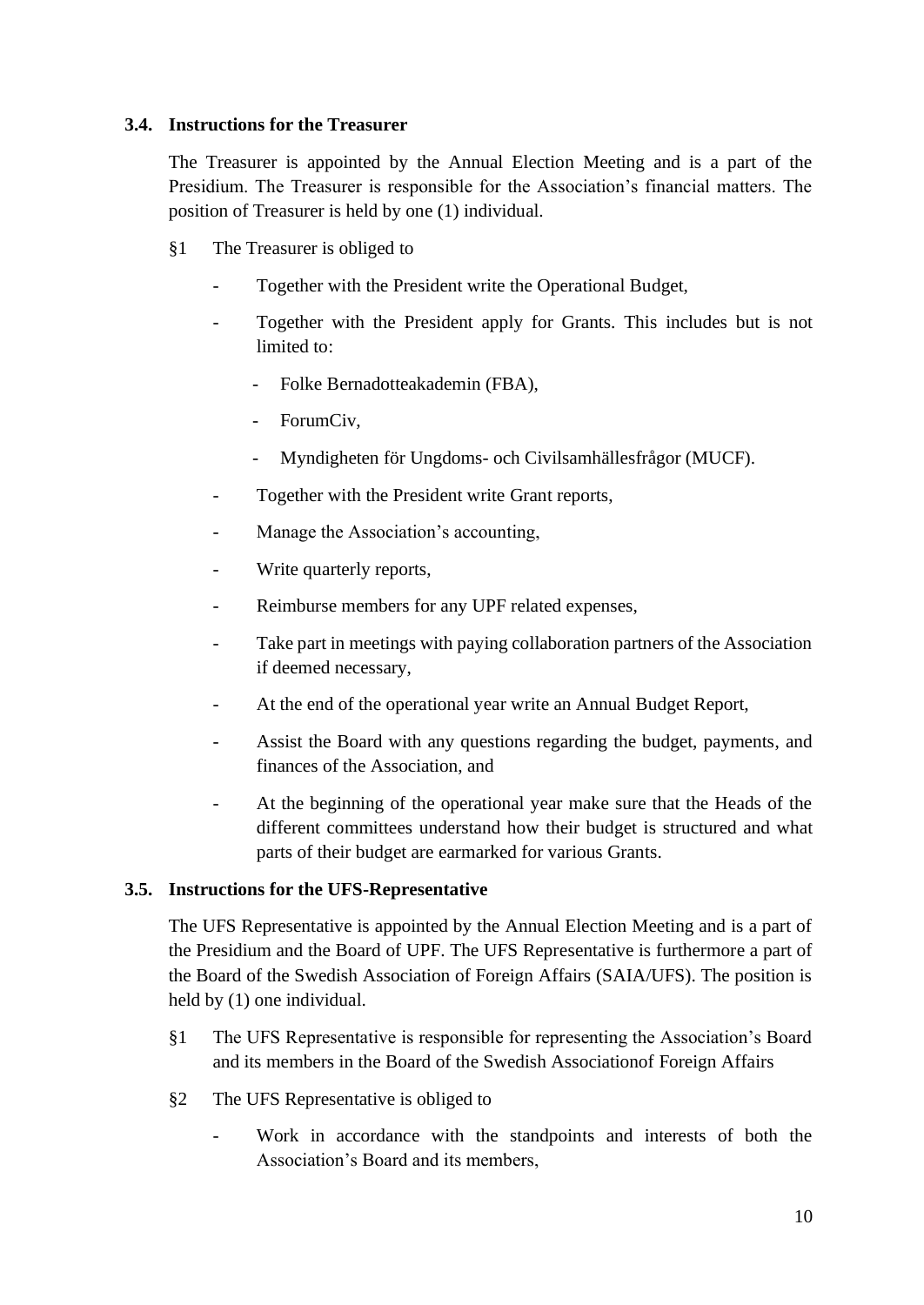### 3.4. Instructions for the Treasurer

The Treasurer is appointed by the Annual Election Meeting and is a part of the Presidium. The Treasurer is responsible for the Association's financial matters. The position of Treasurer is held by one (1) individual.

§1 The Treasurer is obliged to

- Together with the President write the Operational Budget,
- Together with the President apply for Grants. This includes but is not limited to:
  - Folke Bernadotteakademin (FBA),
  - ForumCiv,
  - Myndigheten för Ungdoms- och Civilsamhällesfrågor (MUCF).
- Together with the President write Grant reports,
- Manage the Association's accounting,
- Write quarterly reports,
- Reimburse members for any UPF related expenses,
- Take part in meetings with paying collaboration partners of the Association if deemed necessary,
- At the end of the operational year write an Annual Budget Report,
- Assist the Board with any questions regarding the budget, payments, and finances of the Association, and
- At the beginning of the operational year make sure that the Heads of the different committees understand how their budget is structured and what parts of their budget are earmarked for various Grants.

### 3.5. Instructions for the UFS-Representative

The UFS Representative is appointed by the Annual Election Meeting and is a part of the Presidium and the Board of UPF. The UFS Representative is furthermore a part of the Board of the Swedish Association of Foreign Affairs (SAIA/UFS). The position is held by (1) one individual.

§1 The UFS Representative is responsible for representing the Association's Board and its members in the Board of the Swedish Associationof Foreign Affairs

§2 The UFS Representative is obliged to

- Work in accordance with the standpoints and interests of both the Association's Board and its members,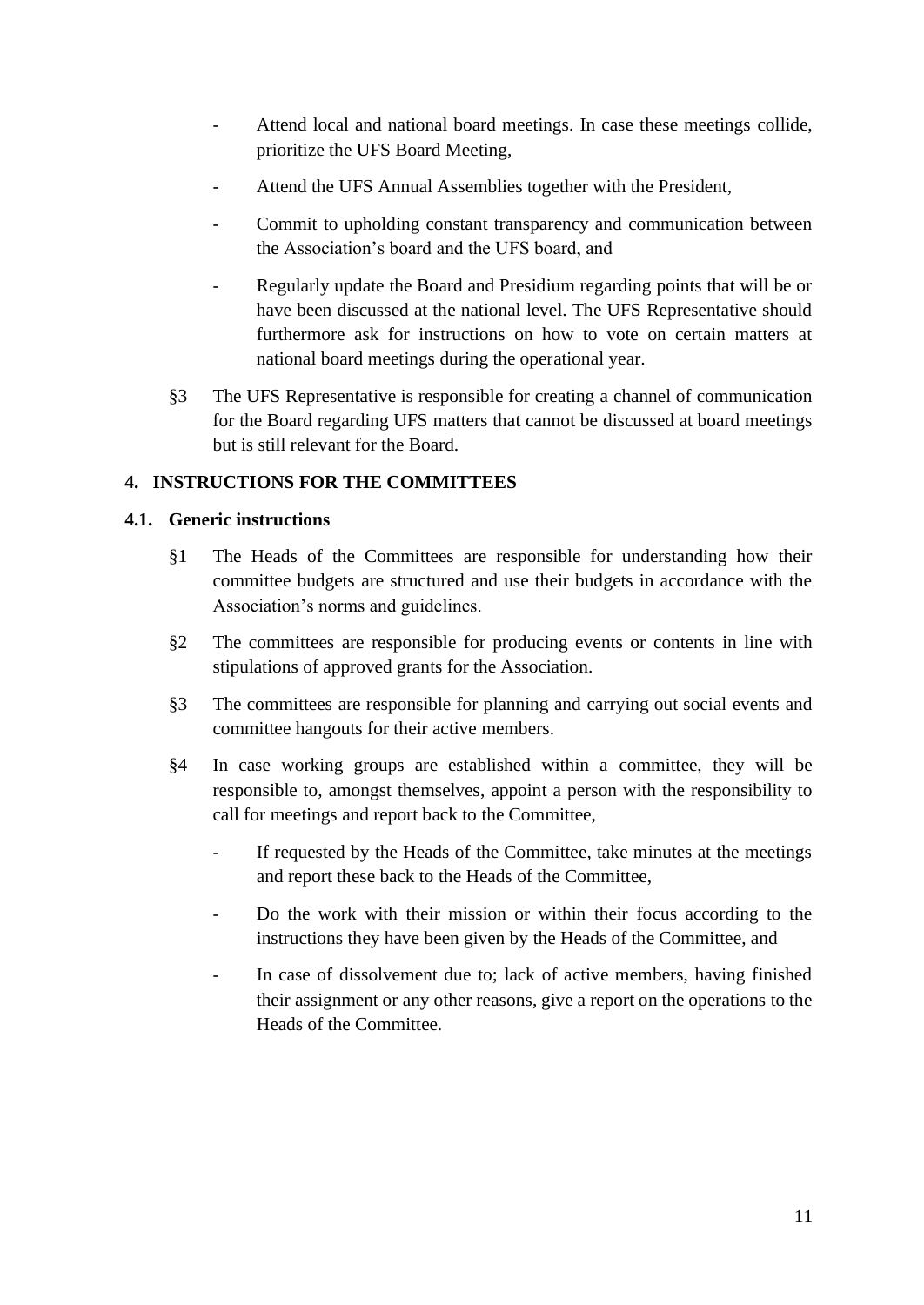- Attend local and national board meetings. In case these meetings collide, prioritize the UFS Board Meeting,
- Attend the UFS Annual Assemblies together with the President,
- Commit to upholding constant transparency and communication between the Association's board and the UFS board, and
- Regularly update the Board and Presidium regarding points that will be or have been discussed at the national level. The UFS Representative should furthermore ask for instructions on how to vote on certain matters at national board meetings during the operational year.

§3 The UFS Representative is responsible for creating a channel of communication for the Board regarding UFS matters that cannot be discussed at board meetings but is still relevant for the Board.

## 4. INSTRUCTIONS FOR THE COMMITTEES

### 4.1. Generic instructions

§1 The Heads of the Committees are responsible for understanding how their committee budgets are structured and use their budgets in accordance with the Association's norms and guidelines.

§2 The committees are responsible for producing events or contents in line with stipulations of approved grants for the Association.

§3 The committees are responsible for planning and carrying out social events and committee hangouts for their active members.

§4 In case working groups are established within a committee, they will be responsible to, amongst themselves, appoint a person with the responsibility to call for meetings and report back to the Committee,

- If requested by the Heads of the Committee, take minutes at the meetings and report these back to the Heads of the Committee,
- Do the work with their mission or within their focus according to the instructions they have been given by the Heads of the Committee, and
- In case of dissolvement due to; lack of active members, having finished their assignment or any other reasons, give a report on the operations to the Heads of the Committee.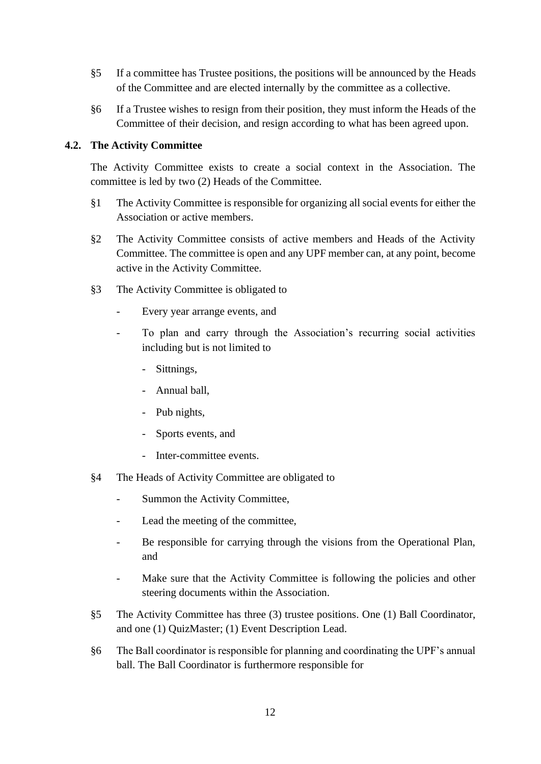§5 If a committee has Trustee positions, the positions will be announced by the Heads of the Committee and are elected internally by the committee as a collective.

§6 If a Trustee wishes to resign from their position, they must inform the Heads of the Committee of their decision, and resign according to what has been agreed upon.

### 4.2. The Activity Committee

The Activity Committee exists to create a social context in the Association. The committee is led by two (2) Heads of the Committee.

§1 The Activity Committee is responsible for organizing all social events for either the Association or active members.

§2 The Activity Committee consists of active members and Heads of the Activity Committee. The committee is open and any UPF member can, at any point, become active in the Activity Committee.

§3 The Activity Committee is obligated to

- Every year arrange events, and
- To plan and carry through the Association's recurring social activities including but is not limited to
  - Sittnings,
  - Annual ball,
  - Pub nights,
  - Sports events, and
  - Inter-committee events.

§4 The Heads of Activity Committee are obligated to

- Summon the Activity Committee,
- Lead the meeting of the committee,
- Be responsible for carrying through the visions from the Operational Plan, and
- Make sure that the Activity Committee is following the policies and other steering documents within the Association.

§5 The Activity Committee has three (3) trustee positions. One (1) Ball Coordinator, and one (1) QuizMaster; (1) Event Description Lead.

§6 The Ball coordinator is responsible for planning and coordinating the UPF's annual ball. The Ball Coordinator is furthermore responsible for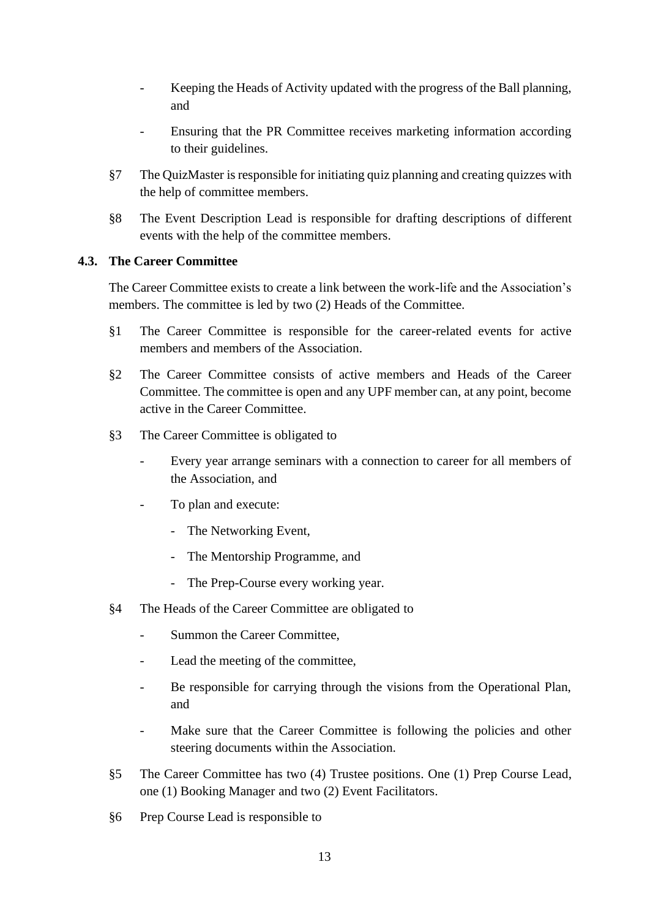- Keeping the Heads of Activity updated with the progress of the Ball planning, and
- Ensuring that the PR Committee receives marketing information according to their guidelines.

§7 The QuizMaster is responsible for initiating quiz planning and creating quizzes with the help of committee members.

§8 The Event Description Lead is responsible for drafting descriptions of different events with the help of the committee members.

### 4.3. The Career Committee

The Career Committee exists to create a link between the work-life and the Association's members. The committee is led by two (2) Heads of the Committee.

§1 The Career Committee is responsible for the career-related events for active members and members of the Association.

§2 The Career Committee consists of active members and Heads of the Career Committee. The committee is open and any UPF member can, at any point, become active in the Career Committee.

§3 The Career Committee is obligated to

- Every year arrange seminars with a connection to career for all members of the Association, and
- To plan and execute:
    - The Networking Event,
    - The Mentorship Programme, and
    - The Prep-Course every working year.

§4 The Heads of the Career Committee are obligated to

- Summon the Career Committee,
- Lead the meeting of the committee,
- Be responsible for carrying through the visions from the Operational Plan, and
- Make sure that the Career Committee is following the policies and other steering documents within the Association.

§5 The Career Committee has two (4) Trustee positions. One (1) Prep Course Lead, one (1) Booking Manager and two (2) Event Facilitators.

§6 Prep Course Lead is responsible to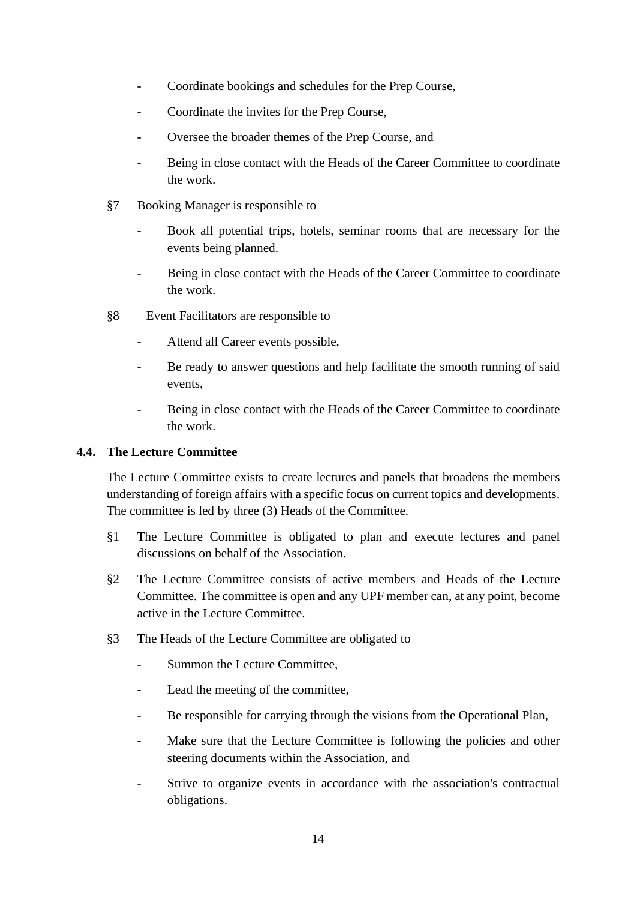- Coordinate bookings and schedules for the Prep Course,
- Coordinate the invites for the Prep Course,
- Oversee the broader themes of the Prep Course, and
- Being in close contact with the Heads of the Career Committee to coordinate the work.

§7 Booking Manager is responsible to

- Book all potential trips, hotels, seminar rooms that are necessary for the events being planned.
- Being in close contact with the Heads of the Career Committee to coordinate the work.

§8 Event Facilitators are responsible to

- Attend all Career events possible,
- Be ready to answer questions and help facilitate the smooth running of said events,
- Being in close contact with the Heads of the Career Committee to coordinate the work.

### 4.4. The Lecture Committee

The Lecture Committee exists to create lectures and panels that broadens the members understanding of foreign affairs with a specific focus on current topics and developments. The committee is led by three (3) Heads of the Committee.

§1 The Lecture Committee is obligated to plan and execute lectures and panel discussions on behalf of the Association.

§2 The Lecture Committee consists of active members and Heads of the Lecture Committee. The committee is open and any UPF member can, at any point, become active in the Lecture Committee.

§3 The Heads of the Lecture Committee are obligated to

- Summon the Lecture Committee,
- Lead the meeting of the committee,
- Be responsible for carrying through the visions from the Operational Plan,
- Make sure that the Lecture Committee is following the policies and other steering documents within the Association, and
- Strive to organize events in accordance with the association's contractual obligations.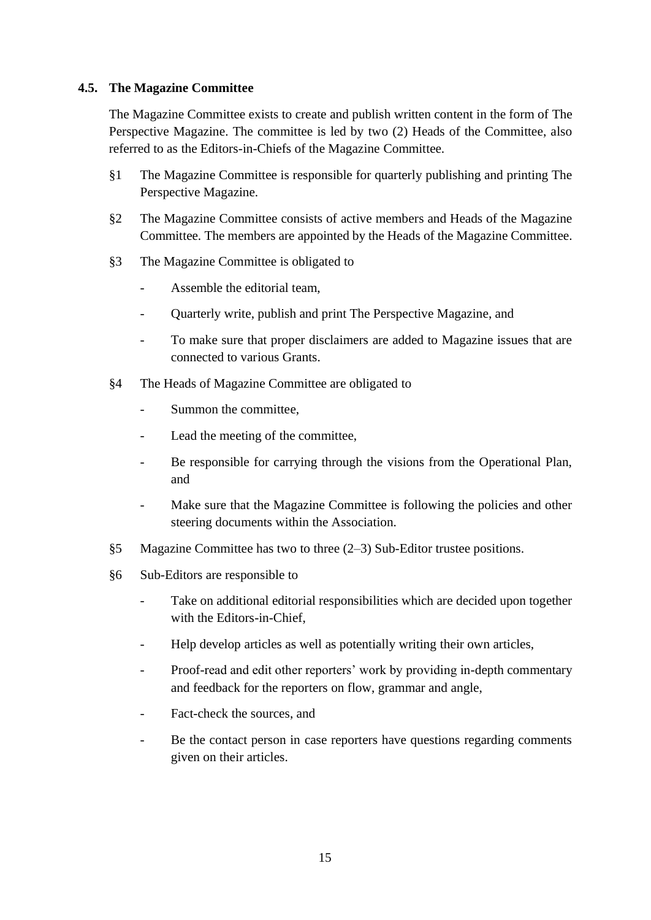### 4.5. The Magazine Committee

The Magazine Committee exists to create and publish written content in the form of The Perspective Magazine. The committee is led by two (2) Heads of the Committee, also referred to as the Editors-in-Chiefs of the Magazine Committee.

§1 The Magazine Committee is responsible for quarterly publishing and printing The Perspective Magazine.

§2 The Magazine Committee consists of active members and Heads of the Magazine Committee. The members are appointed by the Heads of the Magazine Committee.

§3 The Magazine Committee is obligated to

- Assemble the editorial team,
- Quarterly write, publish and print The Perspective Magazine, and
- To make sure that proper disclaimers are added to Magazine issues that are connected to various Grants.

§4 The Heads of Magazine Committee are obligated to

- Summon the committee,
- Lead the meeting of the committee,
- Be responsible for carrying through the visions from the Operational Plan, and
- Make sure that the Magazine Committee is following the policies and other steering documents within the Association.

§5 Magazine Committee has two to three (2–3) Sub-Editor trustee positions.

§6 Sub-Editors are responsible to

- Take on additional editorial responsibilities which are decided upon together with the Editors-in-Chief,
- Help develop articles as well as potentially writing their own articles,
- Proof-read and edit other reporters' work by providing in-depth commentary and feedback for the reporters on flow, grammar and angle,
- Fact-check the sources, and
- Be the contact person in case reporters have questions regarding comments given on their articles.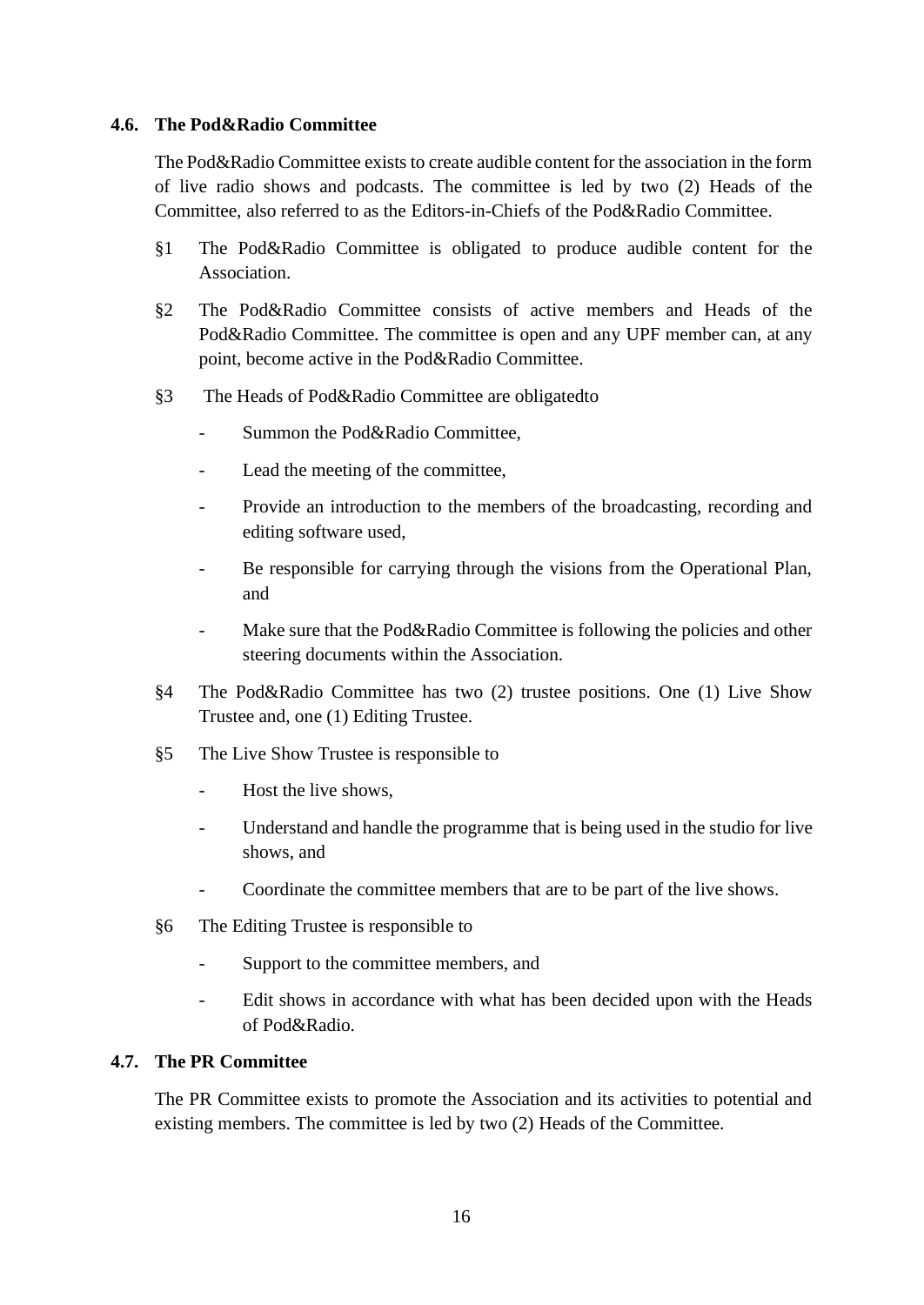### 4.6. The Pod&Radio Committee

The Pod&Radio Committee exists to create audible content for the association in the form of live radio shows and podcasts. The committee is led by two (2) Heads of the Committee, also referred to as the Editors-in-Chiefs of the Pod&Radio Committee.

§1 The Pod&Radio Committee is obligated to produce audible content for the Association.

§2 The Pod&Radio Committee consists of active members and Heads of the Pod&Radio Committee. The committee is open and any UPF member can, at any point, become active in the Pod&Radio Committee.

§3 The Heads of Pod&Radio Committee are obligatedto

- Summon the Pod&Radio Committee,
- Lead the meeting of the committee,
- Provide an introduction to the members of the broadcasting, recording and editing software used,
- Be responsible for carrying through the visions from the Operational Plan, and
- Make sure that the Pod&Radio Committee is following the policies and other steering documents within the Association.

§4 The Pod&Radio Committee has two (2) trustee positions. One (1) Live Show Trustee and, one (1) Editing Trustee.

§5 The Live Show Trustee is responsible to

- Host the live shows,
- Understand and handle the programme that is being used in the studio for live shows, and
- Coordinate the committee members that are to be part of the live shows.

§6 The Editing Trustee is responsible to

- Support to the committee members, and
- Edit shows in accordance with what has been decided upon with the Heads of Pod&Radio.

### 4.7. The PR Committee

The PR Committee exists to promote the Association and its activities to potential and existing members. The committee is led by two (2) Heads of the Committee.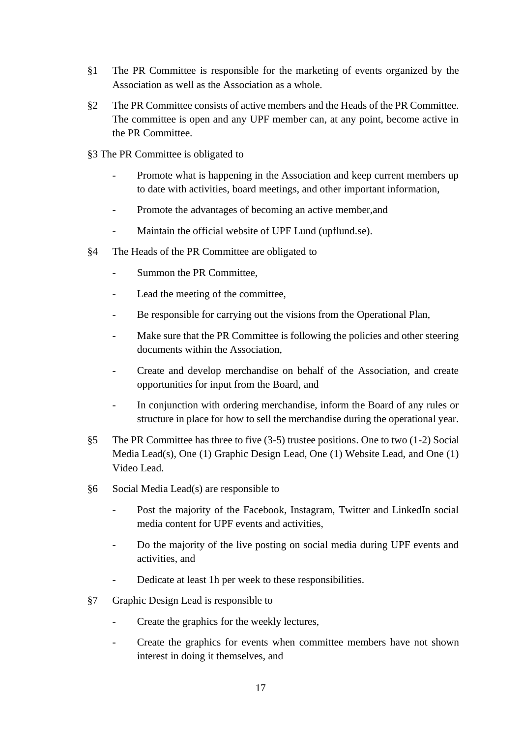§1 The PR Committee is responsible for the marketing of events organized by the Association as well as the Association as a whole.

§2 The PR Committee consists of active members and the Heads of the PR Committee. The committee is open and any UPF member can, at any point, become active in the PR Committee.

§3 The PR Committee is obligated to

- Promote what is happening in the Association and keep current members up to date with activities, board meetings, and other important information,
- Promote the advantages of becoming an active member,and
- Maintain the official website of UPF Lund (upflund.se).

§4 The Heads of the PR Committee are obligated to

- Summon the PR Committee,
- Lead the meeting of the committee,
- Be responsible for carrying out the visions from the Operational Plan,
- Make sure that the PR Committee is following the policies and other steering documents within the Association,
- Create and develop merchandise on behalf of the Association, and create opportunities for input from the Board, and
- In conjunction with ordering merchandise, inform the Board of any rules or structure in place for how to sell the merchandise during the operational year.

§5 The PR Committee has three to five (3-5) trustee positions. One to two (1-2) Social Media Lead(s), One (1) Graphic Design Lead, One (1) Website Lead, and One (1) Video Lead.

§6 Social Media Lead(s) are responsible to

- Post the majority of the Facebook, Instagram, Twitter and LinkedIn social media content for UPF events and activities,
- Do the majority of the live posting on social media during UPF events and activities, and
- Dedicate at least 1h per week to these responsibilities.

§7 Graphic Design Lead is responsible to

- Create the graphics for the weekly lectures,
- Create the graphics for events when committee members have not shown interest in doing it themselves, and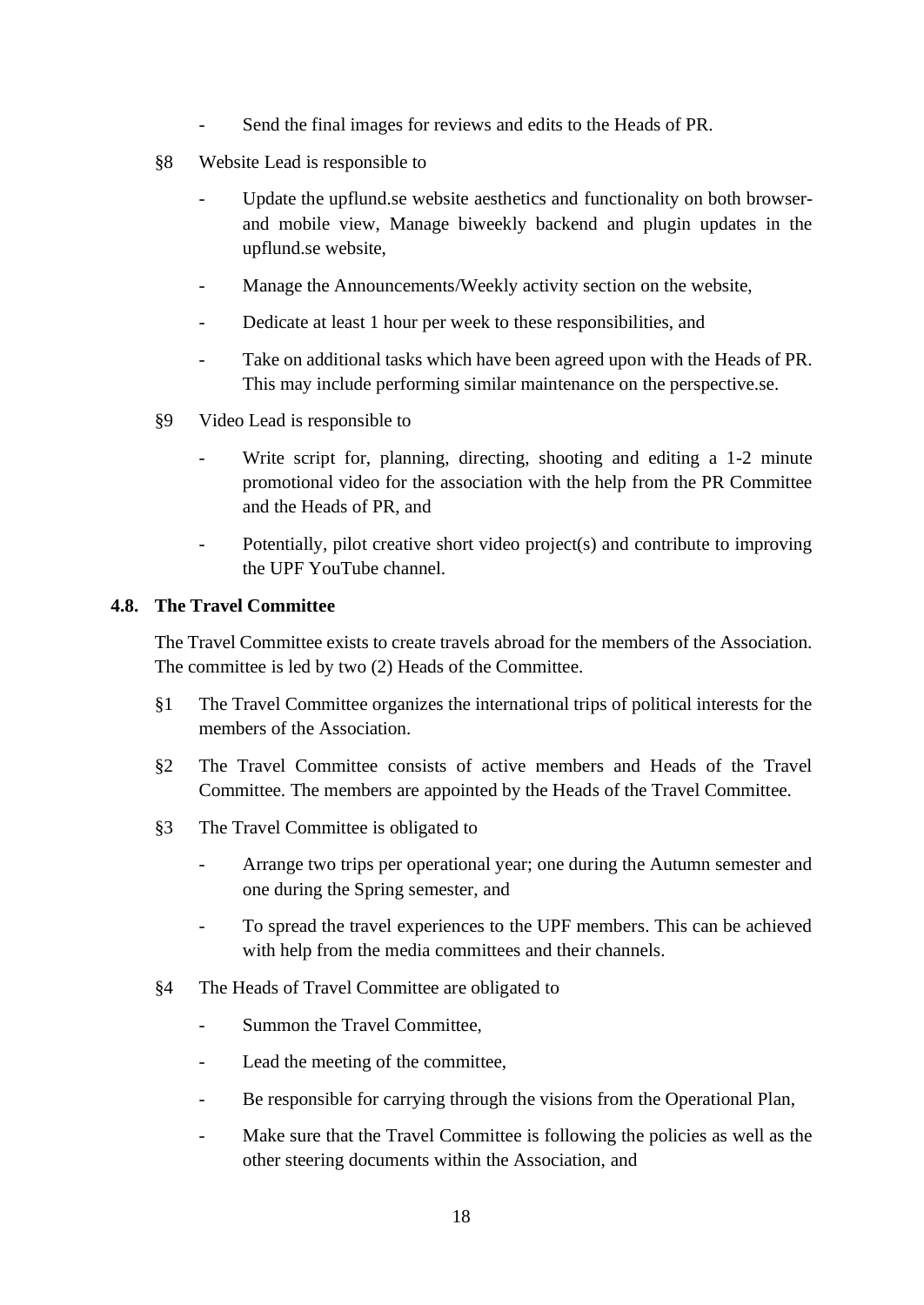- Send the final images for reviews and edits to the Heads of PR.

§8 Website Lead is responsible to

- Update the upflund.se website aesthetics and functionality on both browser- and mobile view, Manage biweekly backend and plugin updates in the upflund.se website,
- Manage the Announcements/Weekly activity section on the website,
- Dedicate at least 1 hour per week to these responsibilities, and
- Take on additional tasks which have been agreed upon with the Heads of PR. This may include performing similar maintenance on the perspective.se.

§9 Video Lead is responsible to

- Write script for, planning, directing, shooting and editing a 1-2 minute promotional video for the association with the help from the PR Committee and the Heads of PR, and
- Potentially, pilot creative short video project(s) and contribute to improving the UPF YouTube channel.

### 4.8. The Travel Committee

The Travel Committee exists to create travels abroad for the members of the Association. The committee is led by two (2) Heads of the Committee.

§1 The Travel Committee organizes the international trips of political interests for the members of the Association.

§2 The Travel Committee consists of active members and Heads of the Travel Committee. The members are appointed by the Heads of the Travel Committee.

§3 The Travel Committee is obligated to

- Arrange two trips per operational year; one during the Autumn semester and one during the Spring semester, and
- To spread the travel experiences to the UPF members. This can be achieved with help from the media committees and their channels.

§4 The Heads of Travel Committee are obligated to

- Summon the Travel Committee,
- Lead the meeting of the committee,
- Be responsible for carrying through the visions from the Operational Plan,
- Make sure that the Travel Committee is following the policies as well as the other steering documents within the Association, and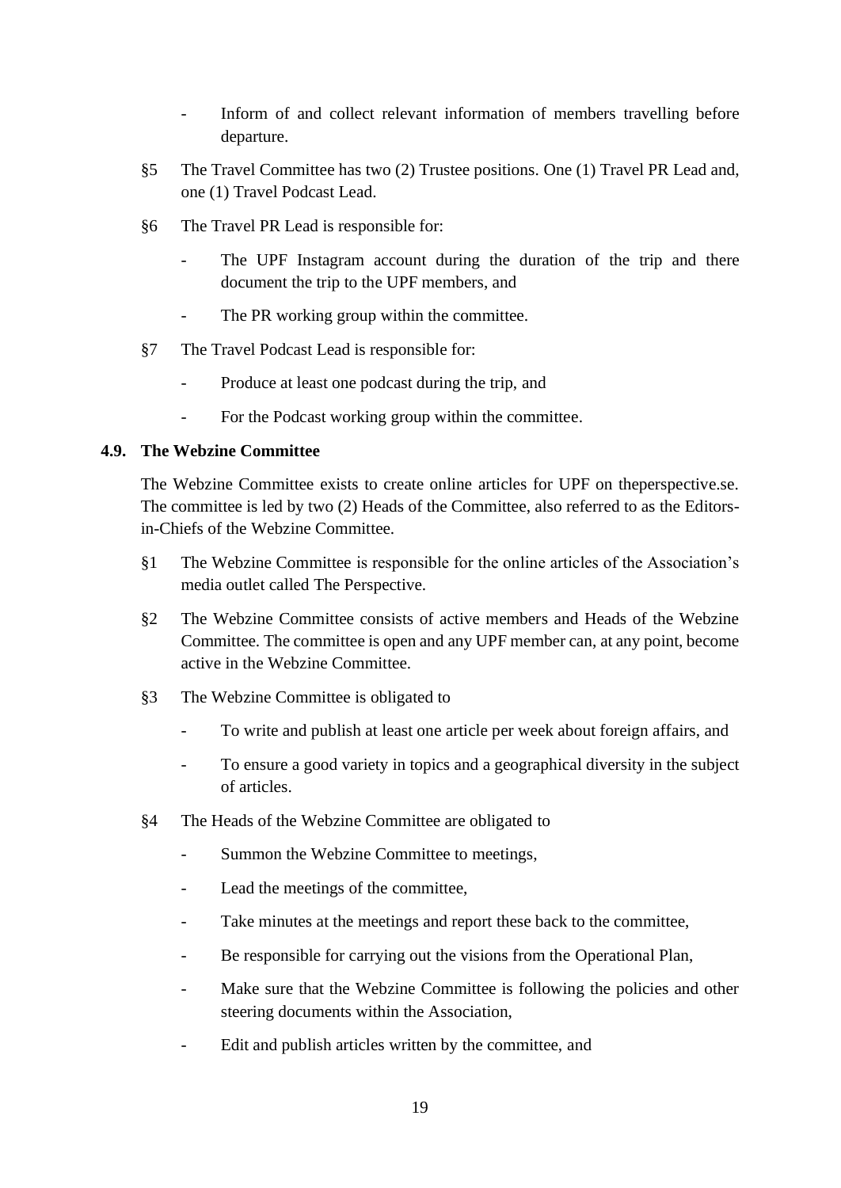- Inform of and collect relevant information of members travelling before departure.

§5 The Travel Committee has two (2) Trustee positions. One (1) Travel PR Lead and, one (1) Travel Podcast Lead.

§6 The Travel PR Lead is responsible for:

- The UPF Instagram account during the duration of the trip and there document the trip to the UPF members, and
- The PR working group within the committee.

§7 The Travel Podcast Lead is responsible for:

- Produce at least one podcast during the trip, and
- For the Podcast working group within the committee.

### 4.9. The Webzine Committee

The Webzine Committee exists to create online articles for UPF on theperspective.se. The committee is led by two (2) Heads of the Committee, also referred to as the Editors-in-Chiefs of the Webzine Committee.

§1 The Webzine Committee is responsible for the online articles of the Association's media outlet called The Perspective.

§2 The Webzine Committee consists of active members and Heads of the Webzine Committee. The committee is open and any UPF member can, at any point, become active in the Webzine Committee.

§3 The Webzine Committee is obligated to

- To write and publish at least one article per week about foreign affairs, and
- To ensure a good variety in topics and a geographical diversity in the subject of articles.

§4 The Heads of the Webzine Committee are obligated to

- Summon the Webzine Committee to meetings,
- Lead the meetings of the committee,
- Take minutes at the meetings and report these back to the committee,
- Be responsible for carrying out the visions from the Operational Plan,
- Make sure that the Webzine Committee is following the policies and other steering documents within the Association,
- Edit and publish articles written by the committee, and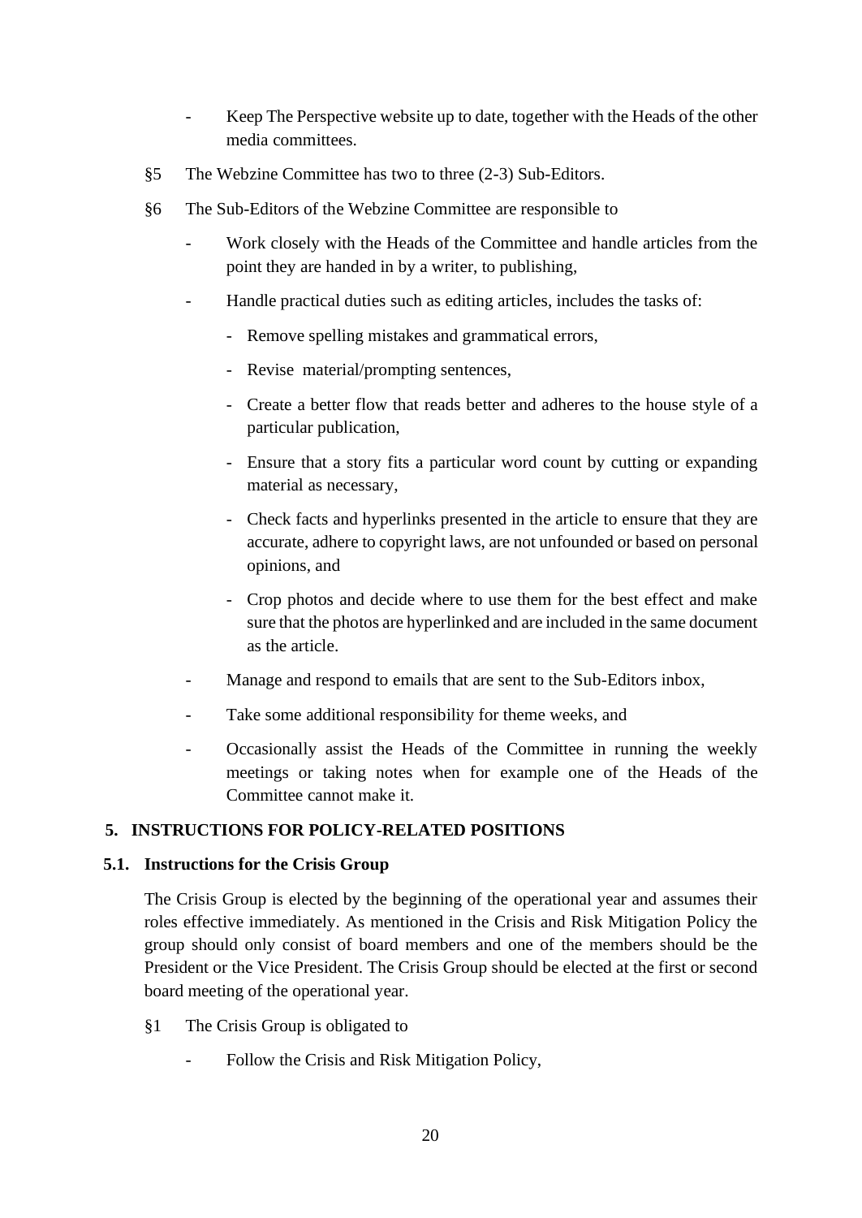- Keep The Perspective website up to date, together with the Heads of the other media committees.

§5 The Webzine Committee has two to three (2-3) Sub-Editors.

§6 The Sub-Editors of the Webzine Committee are responsible to

- Work closely with the Heads of the Committee and handle articles from the point they are handed in by a writer, to publishing,
- Handle practical duties such as editing articles, includes the tasks of:
  - Remove spelling mistakes and grammatical errors,
  - Revise material/prompting sentences,
  - Create a better flow that reads better and adheres to the house style of a particular publication,
  - Ensure that a story fits a particular word count by cutting or expanding material as necessary,
  - Check facts and hyperlinks presented in the article to ensure that they are accurate, adhere to copyright laws, are not unfounded or based on personal opinions, and
  - Crop photos and decide where to use them for the best effect and make sure that the photos are hyperlinked and are included in the same document as the article.
- Manage and respond to emails that are sent to the Sub-Editors inbox,
- Take some additional responsibility for theme weeks, and
- Occasionally assist the Heads of the Committee in running the weekly meetings or taking notes when for example one of the Heads of the Committee cannot make it.

## 5. INSTRUCTIONS FOR POLICY-RELATED POSITIONS

### 5.1. Instructions for the Crisis Group

The Crisis Group is elected by the beginning of the operational year and assumes their roles effective immediately. As mentioned in the Crisis and Risk Mitigation Policy the group should only consist of board members and one of the members should be the President or the Vice President. The Crisis Group should be elected at the first or second board meeting of the operational year.

§1 The Crisis Group is obligated to

- Follow the Crisis and Risk Mitigation Policy,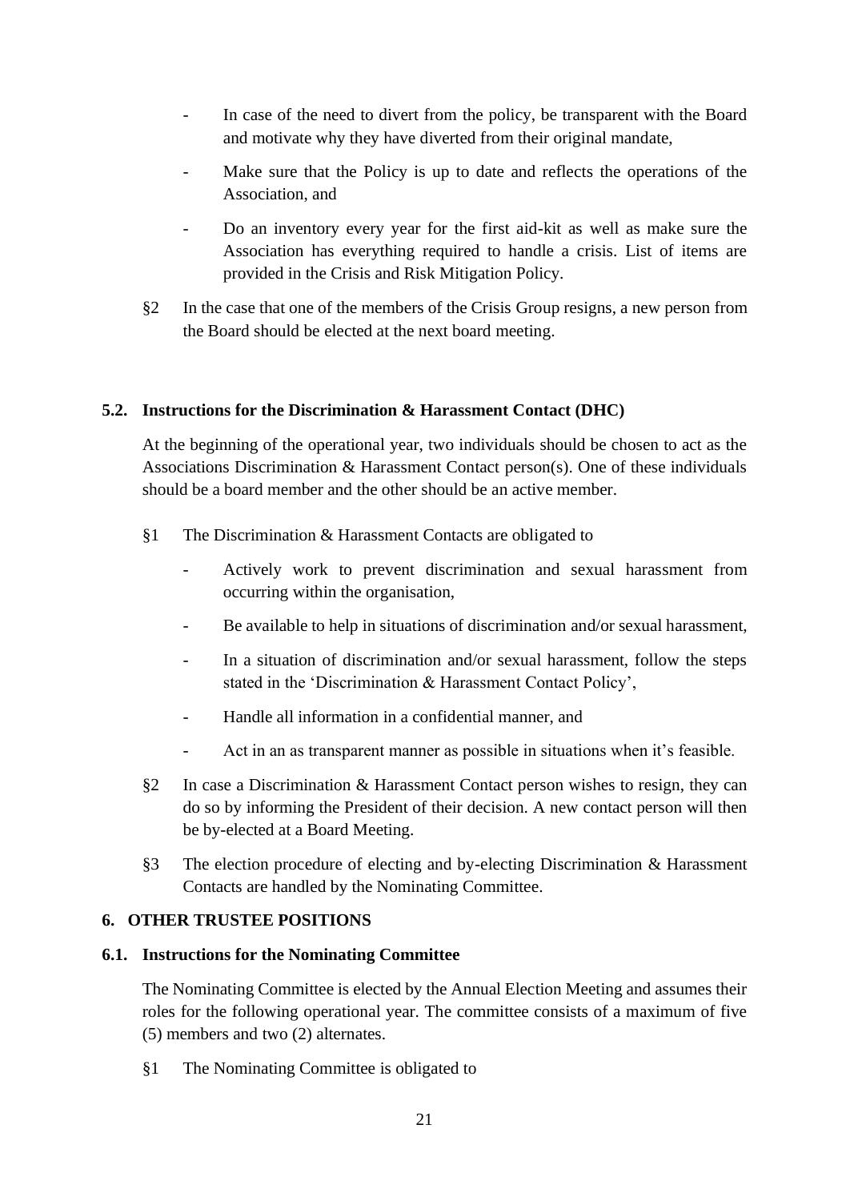- In case of the need to divert from the policy, be transparent with the Board and motivate why they have diverted from their original mandate,
- Make sure that the Policy is up to date and reflects the operations of the Association, and
- Do an inventory every year for the first aid-kit as well as make sure the Association has everything required to handle a crisis. List of items are provided in the Crisis and Risk Mitigation Policy.

§2 In the case that one of the members of the Crisis Group resigns, a new person from the Board should be elected at the next board meeting.

### 5.2. Instructions for the Discrimination & Harassment Contact (DHC)

At the beginning of the operational year, two individuals should be chosen to act as the Associations Discrimination & Harassment Contact person(s). One of these individuals should be a board member and the other should be an active member.

§1 The Discrimination & Harassment Contacts are obligated to

- Actively work to prevent discrimination and sexual harassment from occurring within the organisation,
- Be available to help in situations of discrimination and/or sexual harassment,
- In a situation of discrimination and/or sexual harassment, follow the steps stated in the 'Discrimination & Harassment Contact Policy',
- Handle all information in a confidential manner, and
- Act in an as transparent manner as possible in situations when it's feasible.

§2 In case a Discrimination & Harassment Contact person wishes to resign, they can do so by informing the President of their decision. A new contact person will then be by-elected at a Board Meeting.

§3 The election procedure of electing and by-electing Discrimination & Harassment Contacts are handled by the Nominating Committee.

## 6. OTHER TRUSTEE POSITIONS

### 6.1. Instructions for the Nominating Committee

The Nominating Committee is elected by the Annual Election Meeting and assumes their roles for the following operational year. The committee consists of a maximum of five (5) members and two (2) alternates.

§1 The Nominating Committee is obligated to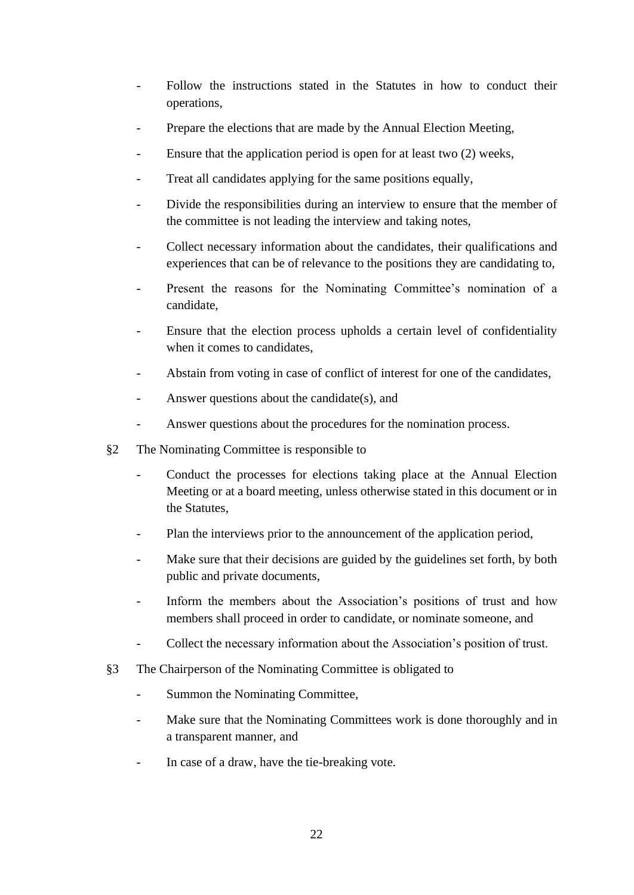- Follow the instructions stated in the Statutes in how to conduct their operations,
- Prepare the elections that are made by the Annual Election Meeting,
- Ensure that the application period is open for at least two (2) weeks,
- Treat all candidates applying for the same positions equally,
- Divide the responsibilities during an interview to ensure that the member of the committee is not leading the interview and taking notes,
- Collect necessary information about the candidates, their qualifications and experiences that can be of relevance to the positions they are candidating to,
- Present the reasons for the Nominating Committee's nomination of a candidate,
- Ensure that the election process upholds a certain level of confidentiality when it comes to candidates,
- Abstain from voting in case of conflict of interest for one of the candidates,
- Answer questions about the candidate(s), and
- Answer questions about the procedures for the nomination process.

§2 The Nominating Committee is responsible to

- Conduct the processes for elections taking place at the Annual Election Meeting or at a board meeting, unless otherwise stated in this document or in the Statutes,
- Plan the interviews prior to the announcement of the application period,
- Make sure that their decisions are guided by the guidelines set forth, by both public and private documents,
- Inform the members about the Association's positions of trust and how members shall proceed in order to candidate, or nominate someone, and
- Collect the necessary information about the Association's position of trust.

§3 The Chairperson of the Nominating Committee is obligated to

- Summon the Nominating Committee,
- Make sure that the Nominating Committees work is done thoroughly and in a transparent manner, and
- In case of a draw, have the tie-breaking vote.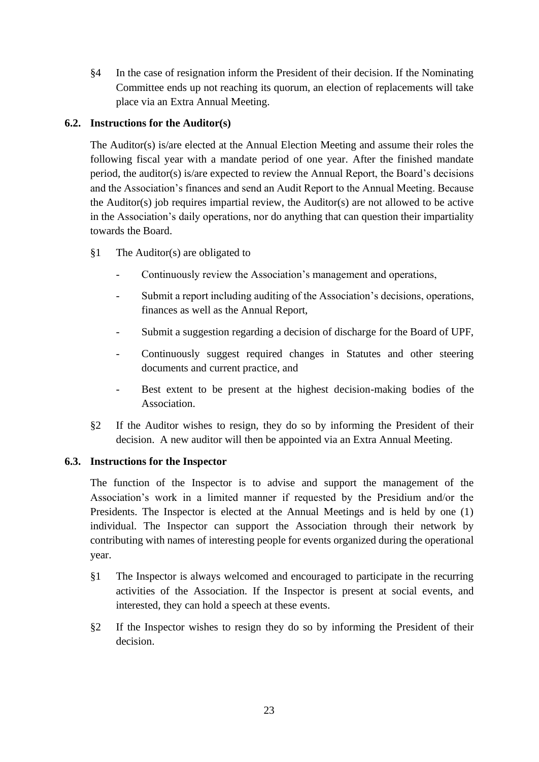§4 In the case of resignation inform the President of their decision. If the Nominating Committee ends up not reaching its quorum, an election of replacements will take place via an Extra Annual Meeting.

### 6.2. Instructions for the Auditor(s)

The Auditor(s) is/are elected at the Annual Election Meeting and assume their roles the following fiscal year with a mandate period of one year. After the finished mandate period, the auditor(s) is/are expected to review the Annual Report, the Board's decisions and the Association's finances and send an Audit Report to the Annual Meeting. Because the Auditor(s) job requires impartial review, the Auditor(s) are not allowed to be active in the Association's daily operations, nor do anything that can question their impartiality towards the Board.

§1 The Auditor(s) are obligated to

- Continuously review the Association's management and operations,
- Submit a report including auditing of the Association's decisions, operations, finances as well as the Annual Report,
- Submit a suggestion regarding a decision of discharge for the Board of UPF,
- Continuously suggest required changes in Statutes and other steering documents and current practice, and
- Best extent to be present at the highest decision-making bodies of the Association.

§2 If the Auditor wishes to resign, they do so by informing the President of their decision. A new auditor will then be appointed via an Extra Annual Meeting.

### 6.3. Instructions for the Inspector

The function of the Inspector is to advise and support the management of the Association's work in a limited manner if requested by the Presidium and/or the Presidents. The Inspector is elected at the Annual Meetings and is held by one (1) individual. The Inspector can support the Association through their network by contributing with names of interesting people for events organized during the operational year.

§1 The Inspector is always welcomed and encouraged to participate in the recurring activities of the Association. If the Inspector is present at social events, and interested, they can hold a speech at these events.

§2 If the Inspector wishes to resign they do so by informing the President of their decision.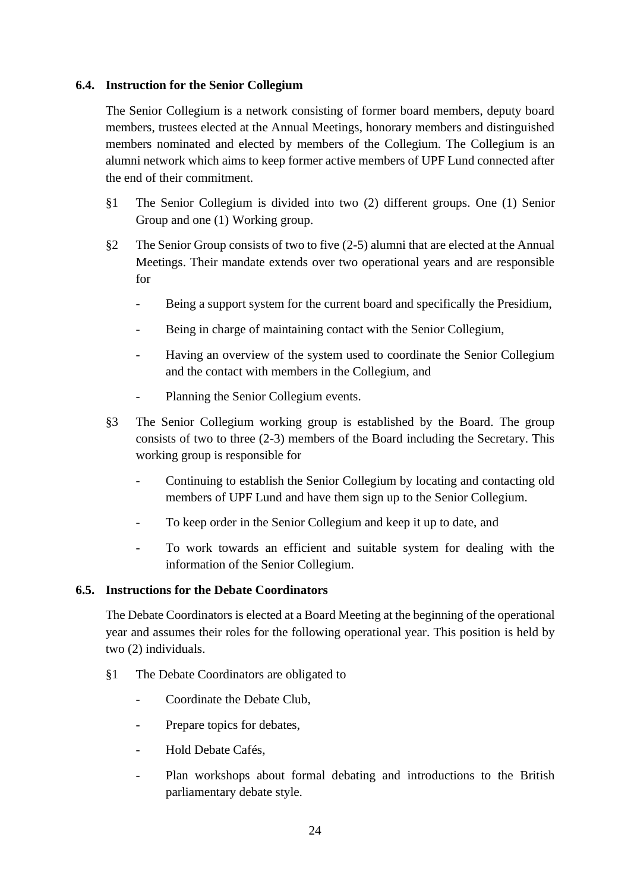### 6.4. Instruction for the Senior Collegium

The Senior Collegium is a network consisting of former board members, deputy board members, trustees elected at the Annual Meetings, honorary members and distinguished members nominated and elected by members of the Collegium. The Collegium is an alumni network which aims to keep former active members of UPF Lund connected after the end of their commitment.

§1 The Senior Collegium is divided into two (2) different groups. One (1) Senior Group and one (1) Working group.

§2 The Senior Group consists of two to five (2-5) alumni that are elected at the Annual Meetings. Their mandate extends over two operational years and are responsible for

- Being a support system for the current board and specifically the Presidium,
- Being in charge of maintaining contact with the Senior Collegium,
- Having an overview of the system used to coordinate the Senior Collegium and the contact with members in the Collegium, and
- Planning the Senior Collegium events.

§3 The Senior Collegium working group is established by the Board. The group consists of two to three (2-3) members of the Board including the Secretary. This working group is responsible for

- Continuing to establish the Senior Collegium by locating and contacting old members of UPF Lund and have them sign up to the Senior Collegium.
- To keep order in the Senior Collegium and keep it up to date, and
- To work towards an efficient and suitable system for dealing with the information of the Senior Collegium.

### 6.5. Instructions for the Debate Coordinators

The Debate Coordinators is elected at a Board Meeting at the beginning of the operational year and assumes their roles for the following operational year. This position is held by two (2) individuals.

§1 The Debate Coordinators are obligated to

- Coordinate the Debate Club,
- Prepare topics for debates,
- Hold Debate Cafés,
- Plan workshops about formal debating and introductions to the British parliamentary debate style.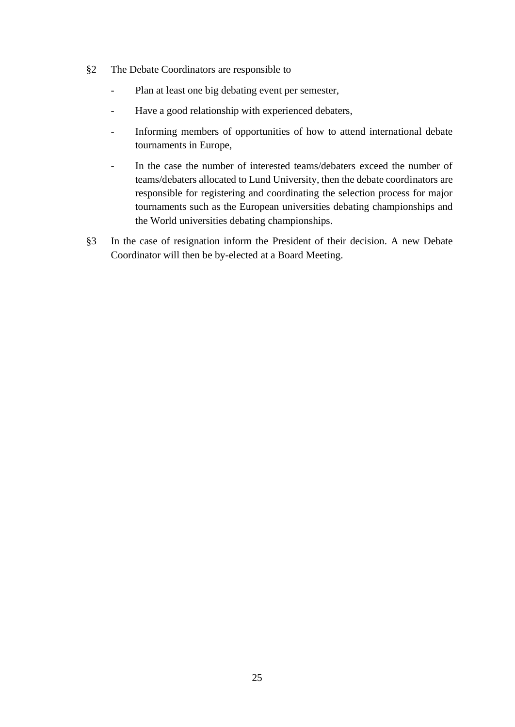§2 The Debate Coordinators are responsible to

- Plan at least one big debating event per semester,
- Have a good relationship with experienced debaters,
- Informing members of opportunities of how to attend international debate tournaments in Europe,
- In the case the number of interested teams/debaters exceed the number of teams/debaters allocated to Lund University, then the debate coordinators are responsible for registering and coordinating the selection process for major tournaments such as the European universities debating championships and the World universities debating championships.

§3 In the case of resignation inform the President of their decision. A new Debate Coordinator will then be by-elected at a Board Meeting.